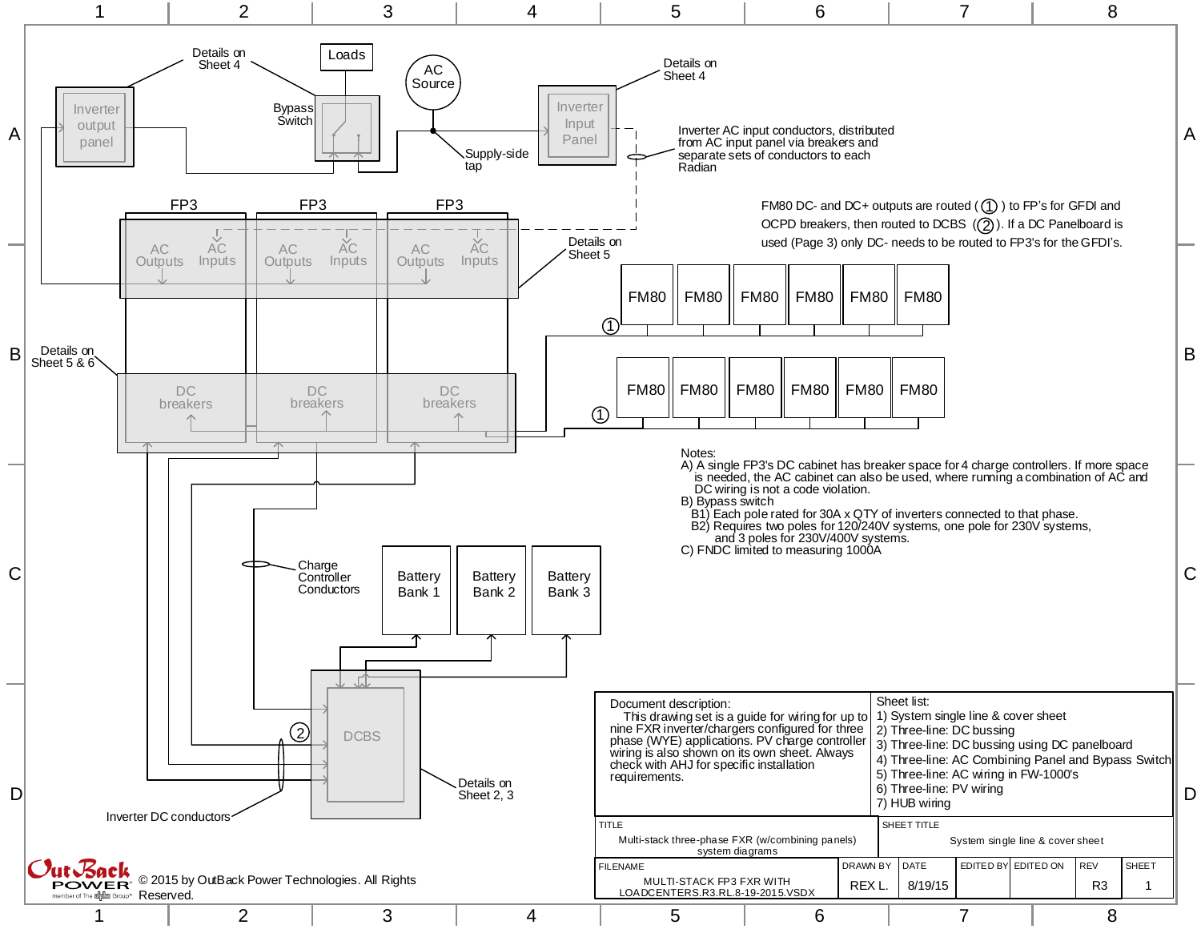Details on Sheet 4

Loads

AC Source

Details on Sheet 4

Inverter output panel

Bypass Switch

Supply-side tap

Inverter Input Panel

Inverter AC input conductors, distributed from AC input panel via breakers and separate sets of conductors to each Radian

FP3 | FP3 | FP3

AC Outputs | AC Inputs | AC Outputs | AC Inputs | AC Outputs | AC Inputs

Details on Sheet 5

FM80 DC- and DC+ outputs are routed (①) to FP's for GFDI and OCPD breakers, then routed to DCBS (②). If a DC Panelboard is used (Page 3) only DC- needs to be routed to FP3's for the GFDI's.

FM80 FM80 FM80 FM80 FM80 FM80

①

FM80 FM80 FM80 FM80 FM80 FM80

①

Details on Sheet 5 & 6

DC breakers | DC breakers | DC breakers

Notes:
A) A single FP3's DC cabinet has breaker space for 4 charge controllers. If more space is needed, the AC cabinet can also be used, where running a combination of AC and DC wiring is not a code violation.
B) Bypass switch
  B1) Each pole rated for 30A x QTY of inverters connected to that phase.
  B2) Requires two poles for 120/240V systems, one pole for 230V systems, and 3 poles for 230V/400V systems.
C) FNDC limited to measuring 1000A

Charge Controller Conductors

Battery Bank 1 | Battery Bank 2 | Battery Bank 3

②

DCBS

Details on Sheet 2, 3

Inverter DC conductors

| Document description: This drawing set is a guide for wiring for up to nine FXR inverter/chargers configured for three phase (WYE) applications. PV charge controller wiring is also shown on its own sheet. Always check with AHJ for specific installation requirements. | Sheet list: 1) System single line & cover sheet 2) Three-line: DC bussing 3) Three-line: DC bussing using DC panelboard 4) Three-line: AC Combining Panel and Bypass Switch 5) Three-line: AC wiring in FW-1000's 6) Three-line: PV wiring 7) HUB wiring |
|---|---|

| TITLE | SHEET TITLE |
|---|---|
| Multi-stack three-phase FXR (w/combining panels) system diagrams | System single line & cover sheet |

| FILENAME | DRAWN BY | DATE | EDITED BY | EDITED ON | REV | SHEET |
|---|---|---|---|---|---|---|
| MULTI-STACK FP3 FXR WITH LOADCENTERS.R3.RL.8-19-2015.VSDX | REX L. | 8/19/15 | | | R3 | 1 |

OutBack POWER member of The Alpha Group

© 2015 by OutBack Power Technologies. All Rights Reserved.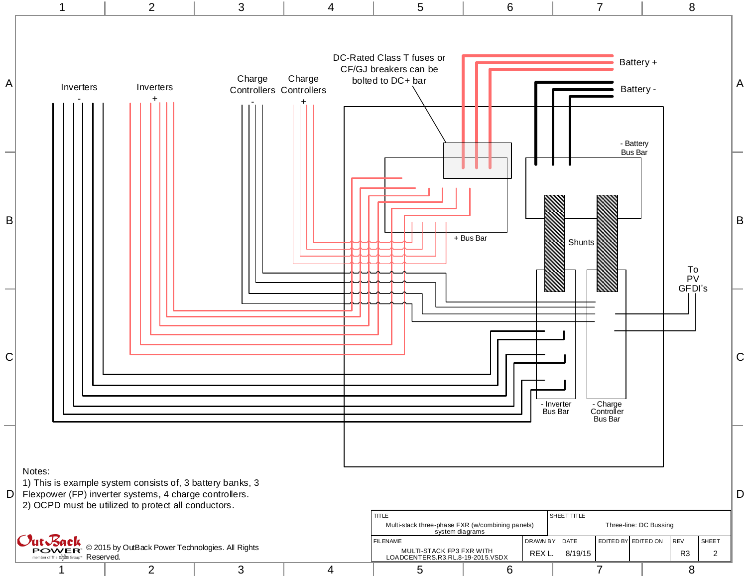Inverters -

Inverters +

Charge Controllers -

Charge Controllers +

DC-Rated Class T fuses or CF/GJ breakers can be bolted to DC+ bar

Battery +

Battery -

- Battery Bus Bar

+ Bus Bar

Shunts

To PV GFDI's

- Inverter Bus Bar

- Charge Controller Bus Bar

Notes:

1) This is example system consists of, 3 battery banks, 3 Flexpower (FP) inverter systems, 4 charge controllers.

2) OCPD must be utilized to protect all conductors.

© 2015 by OutBack Power Technologies. All Rights Reserved.

| TITLE | | | SHEET TITLE | | | |
|---|---|---|---|---|---|---|
| Multi-stack three-phase FXR (w/combining panels) system diagrams | | | Three-line: DC Bussing | | | |
| FILENAME | DRAWN BY | DATE | EDITED BY | EDITED ON | REV | SHEET |
| MULTI-STACK FP3 FXR WITH LOADCENTERS.R3.RL.8-19-2015.VSDX | REX L. | 8/19/15 | | | R3 | 2 |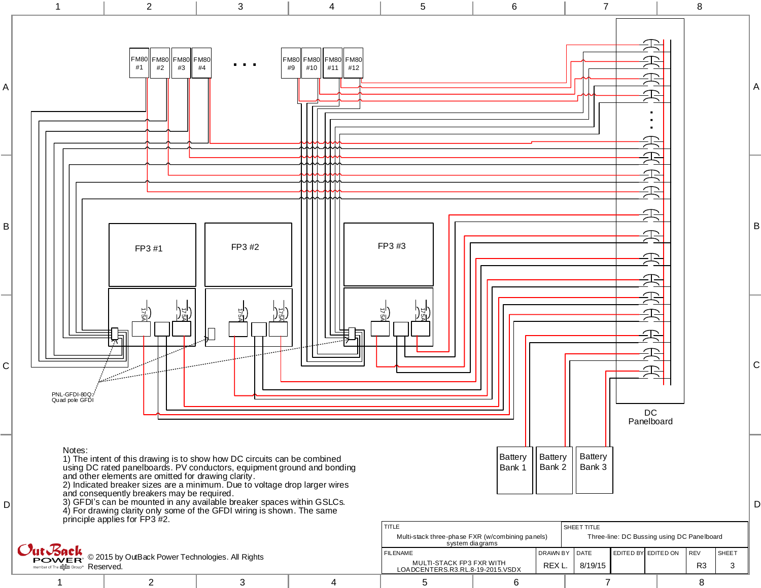FM80 #1 | FM80 #2 | FM80 #3 | FM80 #4 | . . . | FM80 #9 | FM80 #10 | FM80 #11 | FM80 #12

FP3 #1

FP3 #2

FP3 #3

175A

PNL-GFDI-80Q: Quad pole GFDI

DC Panelboard

Battery Bank 1

Battery Bank 2

Battery Bank 3

Notes:
1) The intent of this drawing is to show how DC circuits can be combined using DC rated panelboards. PV conductors, equipment ground and bonding and other elements are omitted for drawing clarity.
2) Indicated breaker sizes are a minimum. Due to voltage drop larger wires and consequently breakers may be required.
3) GFDI's can be mounted in any available breaker spaces within GSLCs.
4) For drawing clarity only some of the GFDI wiring is shown. The same principle applies for FP3 #2.

© 2015 by OutBack Power Technologies. All Rights Reserved.

| TITLE | | | SHEET TITLE | | | |
|---|---|---|---|---|---|---|
| Multi-stack three-phase FXR (w/combining panels) system diagrams | | | Three-line: DC Bussing using DC Panelboard | | | |
| FILENAME | DRAWN BY | DATE | EDITED BY | EDITED ON | REV | SHEET |
| MULTI-STACK FP3 FXR WITH LOADCENTERS.R3.RL.8-19-2015.VSDX | REX L. | 8/19/15 | | | R3 | 3 |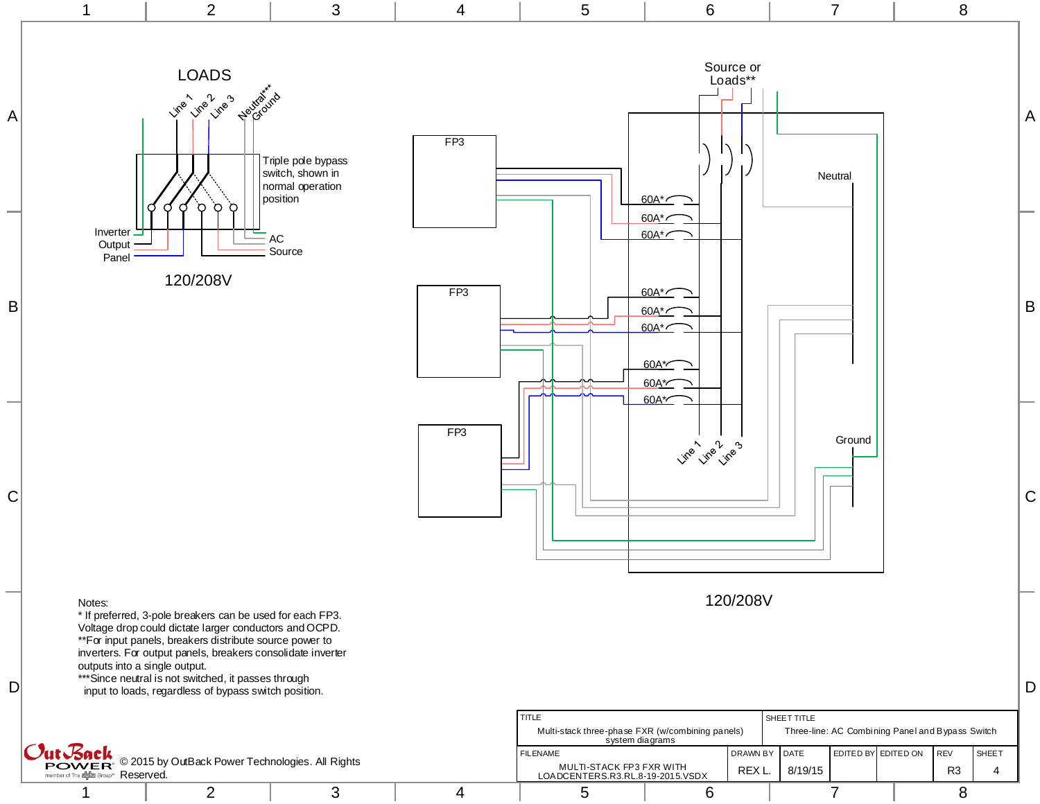LOADS

Line 1 Line 2 Line 3 Neutral*** Ground

Triple pole bypass switch, shown in normal operation position

Inverter Output Panel

AC Source

120/208V

Source or Loads**

FP3

FP3

FP3

60A*

60A*

60A*

60A*

60A*

60A*

60A*

60A*

60A*

Neutral

Ground

Line 1 Line 2 Line 3

120/208V

Notes:
* If preferred, 3-pole breakers can be used for each FP3. Voltage drop could dictate larger conductors and OCPD.
**For input panels, breakers distribute source power to inverters. For output panels, breakers consolidate inverter outputs into a single output.
***Since neutral is not switched, it passes through input to loads, regardless of bypass switch position.

© 2015 by OutBack Power Technologies. All Rights Reserved.

| TITLE | | SHEET TITLE | | | | | |
|---|---|---|---|---|---|---|---|
| Multi-stack three-phase FXR (w/combining panels) system diagrams | | Three-line: AC Combining Panel and Bypass Switch | | | | | |
| FILENAME | DRAWN BY | DATE | EDITED BY | EDITED ON | REV | SHEET | |
| MULTI-STACK FP3 FXR WITH LOADCENTERS.R3.RL.8-19-2015.VSDX | REX L. | 8/19/15 | | | R3 | 4 | |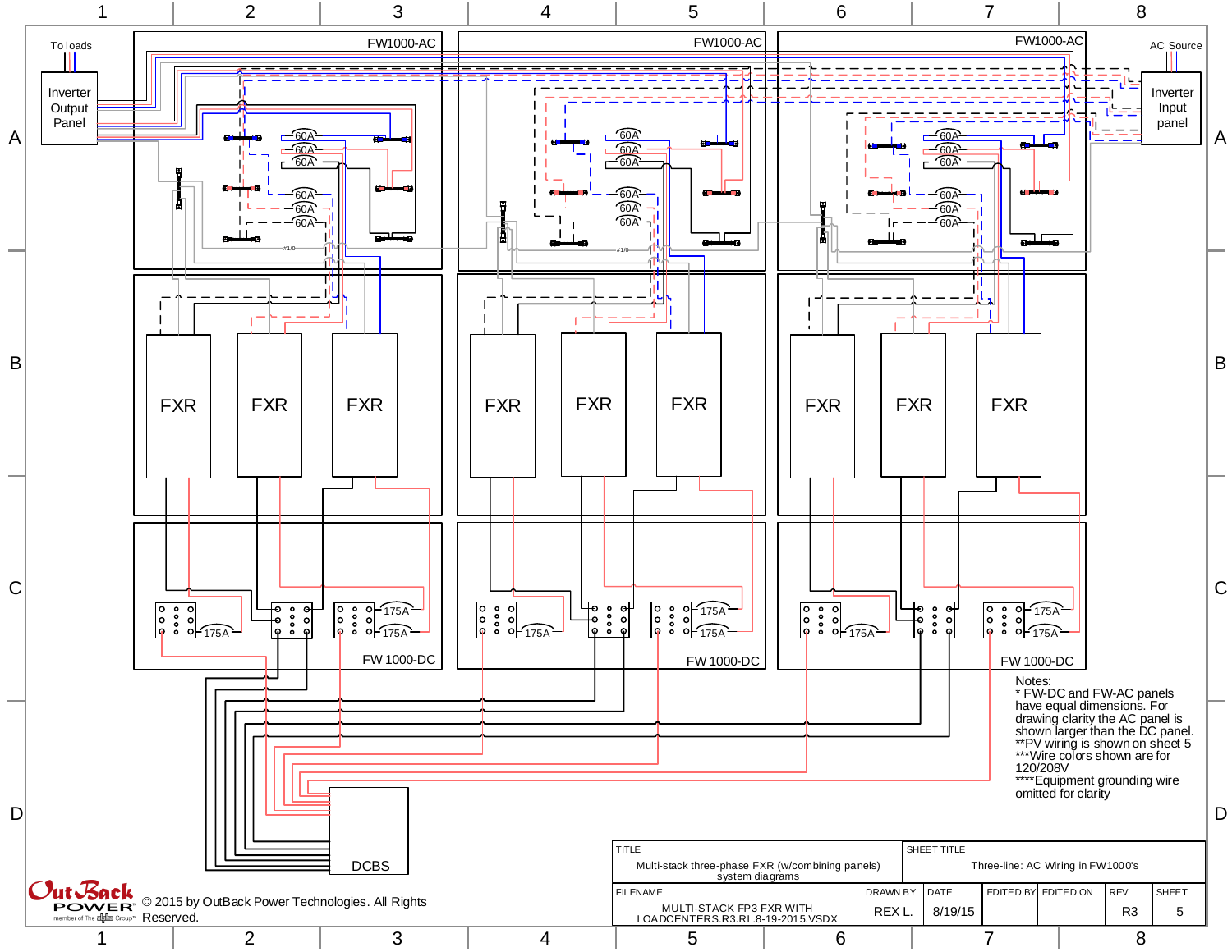To loads

Inverter Output Panel

FW1000-AC

FW1000-AC

FW1000-AC

AC Source

Inverter Input panel

60A 60A 60A 60A 60A 60A

#1/0

FXR FXR FXR

FXR FXR FXR

FXR FXR FXR

175A 175A 175A 175A

FW 1000-DC

FW 1000-DC

FW 1000-DC

DCBS

Notes:
* FW-DC and FW-AC panels have equal dimensions. For drawing clarity the AC panel is shown larger than the DC panel.
**PV wiring is shown on sheet 5
***Wire colors shown are for 120/208V
****Equipment grounding wire omitted for clarity

| TITLE | | SHEET TITLE | | | | |
|---|---|---|---|---|---|---|
| Multi-stack three-phase FXR (w/combining panels) system diagrams | | Three-line: AC Wiring in FW1000's | | | | |
| FILENAME | DRAWN BY | DATE | EDITED BY | EDITED ON | REV | SHEET |
| MULTI-STACK FP3 FXR WITH LOADCENTERS.R3.RL.8-19-2015.VSDX | REX L. | 8/19/15 | | | R3 | 5 |

OutBack POWER member of The Alpha Group

© 2015 by OutBack Power Technologies. All Rights Reserved.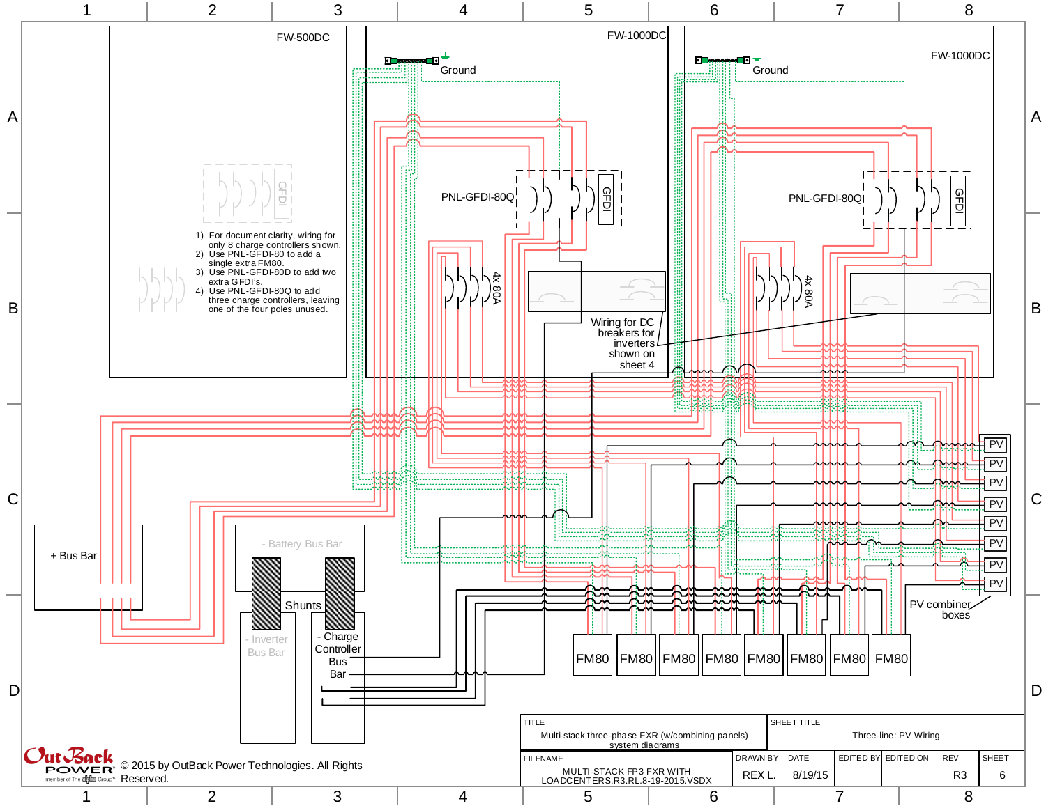FW-500DC

FW-1000DC

FW-1000DC

Ground

Ground

PNL-GFDI-80Q

PNL-GFDI-80Q

GFDI

4x 80A

1) For document clarity, wiring for only 8 charge controllers shown.
2) Use PNL-GFDI-80 to add a single extra FM80.
3) Use PNL-GFDI-80D to add two extra GFDI's.
4) Use PNL-GFDI-80Q to add three charge controllers, leaving one of the four poles unused.

Wiring for DC breakers for inverters shown on sheet 4

+ Bus Bar

- Battery Bus Bar

Shunts

- Inverter Bus Bar

- Charge Controller Bus Bar

PV

PV combiner boxes

FM80 FM80 FM80 FM80 FM80 FM80 FM80 FM80

© 2015 by OutBack Power Technologies. All Rights Reserved.

| TITLE | | | | | SHEET TITLE | |
|---|---|---|---|---|---|---|
| Multi-stack three-phase FXR (w/combining panels) system diagrams | | | | | Three-line: PV Wiring | |
| FILENAME | DRAWN BY | DATE | EDITED BY | EDITED ON | REV | SHEET |
| MULTI-STACK FP3 FXR WITH LOADCENTERS.R3.RL.8-19-2015.VSDX | REX L. | 8/19/15 | | | R3 | 6 |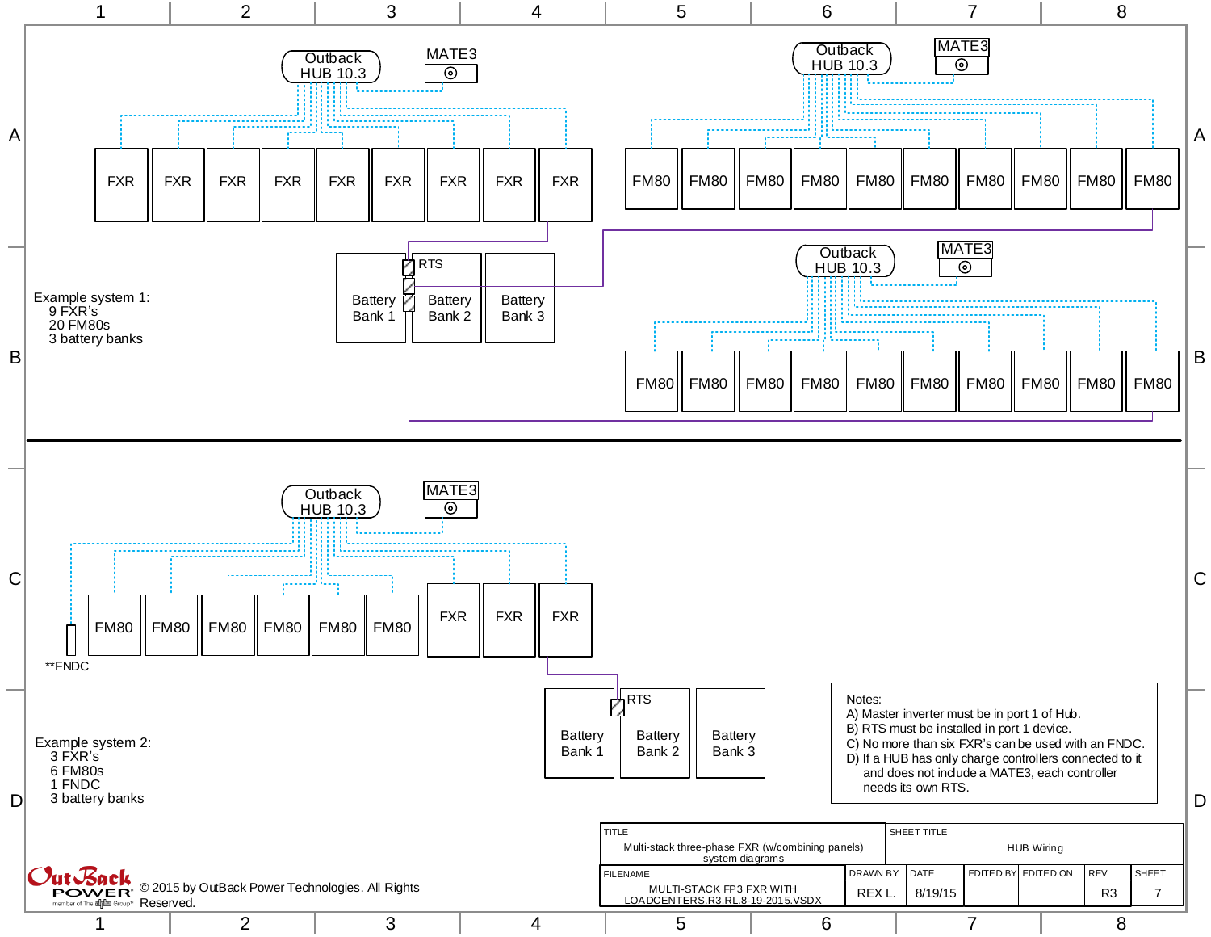Outback HUB 10.3

MATE3

FXR FXR FXR FXR FXR FXR FXR FXR FXR

Outback HUB 10.3

MATE3

FM80 FM80 FM80 FM80 FM80 FM80 FM80 FM80 FM80 FM80

RTS

Battery Bank 1

Battery Bank 2

Battery Bank 3

Outback HUB 10.3

MATE3

FM80 FM80 FM80 FM80 FM80 FM80 FM80 FM80 FM80 FM80

Example system 1:
- 9 FXR's
- 20 FM80s
- 3 battery banks

Outback HUB 10.3

MATE3

**FNDC

FM80 FM80 FM80 FM80 FM80 FM80

FXR FXR FXR

RTS

Battery Bank 1

Battery Bank 2

Battery Bank 3

Example system 2:
- 3 FXR's
- 6 FM80s
- 1 FNDC
- 3 battery banks

Notes:

A) Master inverter must be in port 1 of Hub.
B) RTS must be installed in port 1 device.
C) No more than six FXR's can be used with an FNDC.
D) If a HUB has only charge controllers connected to it and does not include a MATE3, each controller needs its own RTS.

| TITLE | | | | SHEET TITLE | | |
|---|---|---|---|---|---|---|
| Multi-stack three-phase FXR (w/combining panels) system diagrams | | | | HUB Wiring | | |
| FILENAME | DRAWN BY | DATE | EDITED BY | EDITED ON | REV | SHEET |
| MULTI-STACK FP3 FXR WITH LOADCENTERS.R3.RL.8-19-2015.VSDX | REX L. | 8/19/15 | | | R3 | 7 |

© 2015 by OutBack Power Technologies. All Rights Reserved.